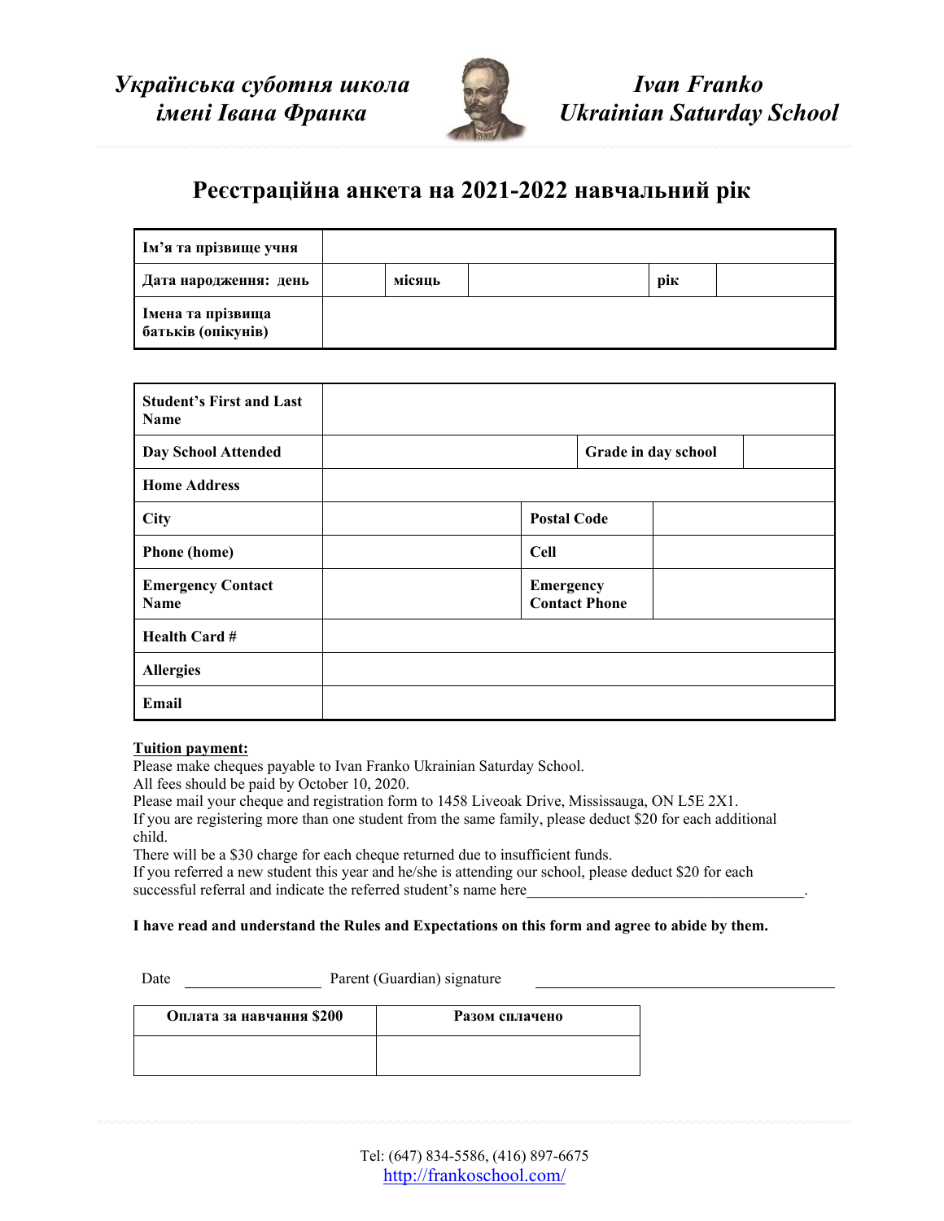*Українська суботня школа імені Івана Франка*

*Ivan Franko Ukrainian Saturday School*

## Реєстраційна анкета на 2021-2022 навчальний рік

| **Ім'я та прізвище учня** | | | | | |
|---|---|---|---|---|---|
| **Дата народження: день** | | **місяць** | | **рік** | |
| **Імена та прізвища батьків (опікунів)** | | | | | |

| **Student's First and Last Name** | | | |
|---|---|---|---|
| **Day School Attended** | | **Grade in day school** | |
| **Home Address** | | | |
| **City** | | **Postal Code** | |
| **Phone (home)** | | **Cell** | |
| **Emergency Contact Name** | | **Emergency Contact Phone** | |
| **Health Card #** | | | |
| **Allergies** | | | |
| **Email** | | | |

**Tuition payment:**

Please make cheques payable to Ivan Franko Ukrainian Saturday School.
All fees should be paid by October 10, 2020.
Please mail your cheque and registration form to 1458 Liveoak Drive, Mississauga, ON L5E 2X1.
If you are registering more than one student from the same family, please deduct $20 for each additional child.
There will be a $30 charge for each cheque returned due to insufficient funds.
If you referred a new student this year and he/she is attending our school, please deduct $20 for each successful referral and indicate the referred student's name here____________________________________.

**I have read and understand the Rules and Expectations on this form and agree to abide by them.**

Date ________________ Parent (Guardian) signature ________________________________

| **Оплата за навчання $200** | **Разом сплачено** |
|---|---|
| | |

Tel: (647) 834-5586, (416) 897-6675
http://frankoschool.com/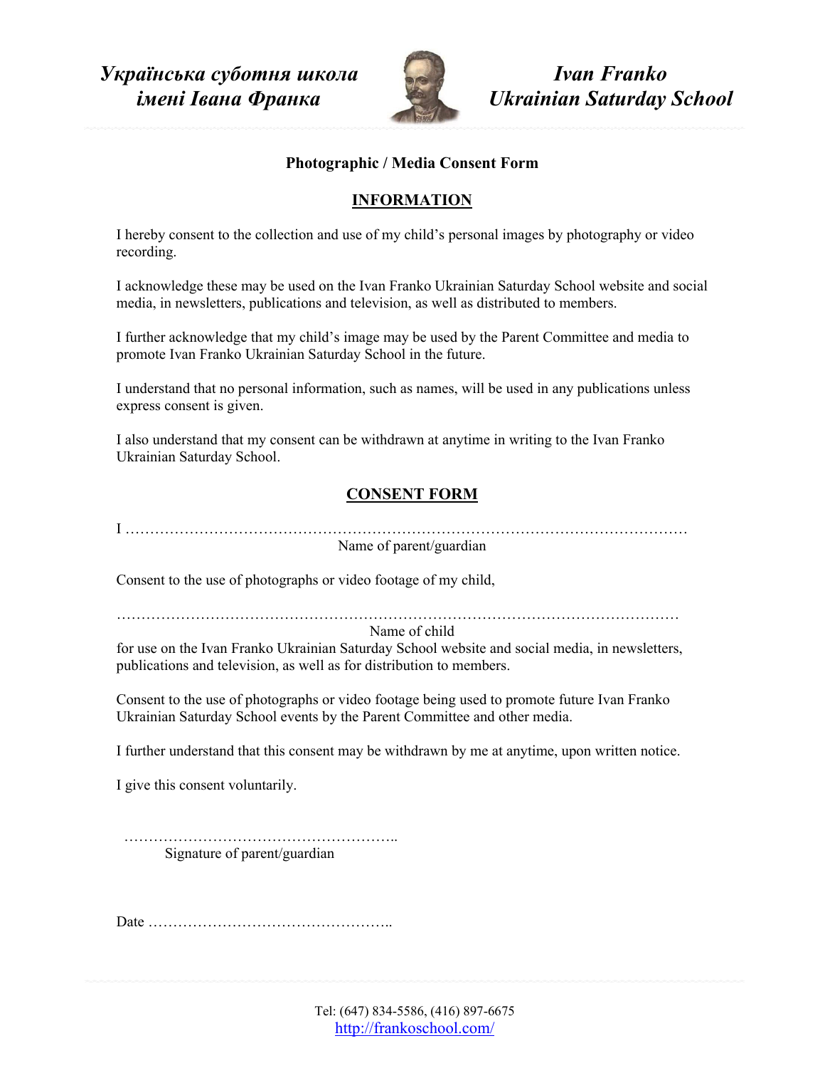*Українська суботня школа імені Івана Франка*

*Ivan Franko Ukrainian Saturday School*

**Photographic / Media Consent Form**

## INFORMATION

I hereby consent to the collection and use of my child's personal images by photography or video recording.

I acknowledge these may be used on the Ivan Franko Ukrainian Saturday School website and social media, in newsletters, publications and television, as well as distributed to members.

I further acknowledge that my child's image may be used by the Parent Committee and media to promote Ivan Franko Ukrainian Saturday School in the future.

I understand that no personal information, such as names, will be used in any publications unless express consent is given.

I also understand that my consent can be withdrawn at anytime in writing to the Ivan Franko Ukrainian Saturday School.

## CONSENT FORM

I …………………………………………………………………………………………………

Name of parent/guardian

Consent to the use of photographs or video footage of my child,

…………………………………………………………………………………………………

Name of child

for use on the Ivan Franko Ukrainian Saturday School website and social media, in newsletters, publications and television, as well as for distribution to members.

Consent to the use of photographs or video footage being used to promote future Ivan Franko Ukrainian Saturday School events by the Parent Committee and other media.

I further understand that this consent may be withdrawn by me at anytime, upon written notice.

I give this consent voluntarily.

………………………………………………..

Signature of parent/guardian

Date …………………………………………..

Tel: (647) 834-5586, (416) 897-6675

http://frankoschool.com/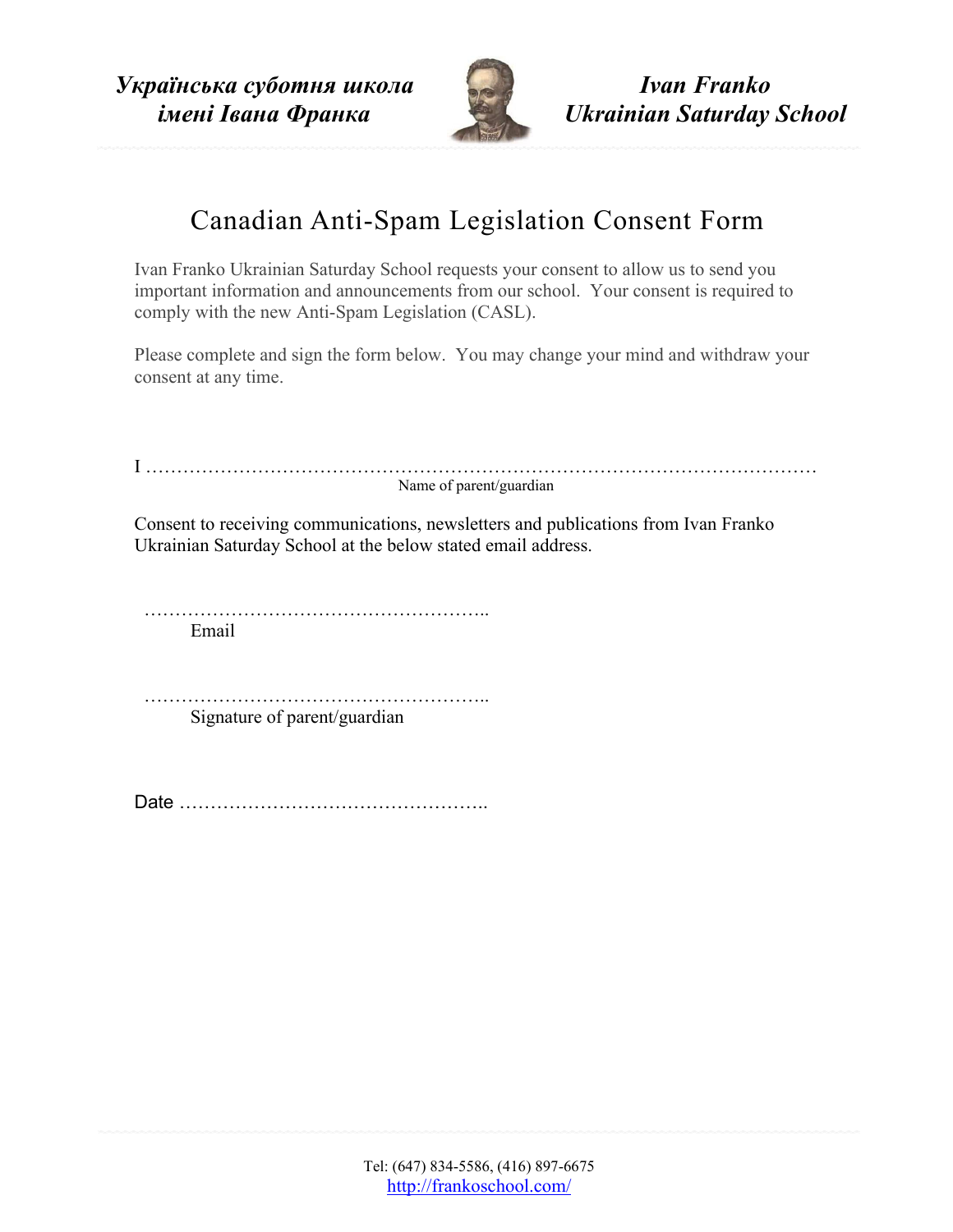***Українська суботня школа імені Івана Франка***

***Ivan Franko Ukrainian Saturday School***

# Canadian Anti-Spam Legislation Consent Form

Ivan Franko Ukrainian Saturday School requests your consent to allow us to send you important information and announcements from our school. Your consent is required to comply with the new Anti-Spam Legislation (CASL).

Please complete and sign the form below. You may change your mind and withdraw your consent at any time.

I …………………………………………………………………………………………………
Name of parent/guardian

Consent to receiving communications, newsletters and publications from Ivan Franko Ukrainian Saturday School at the below stated email address.

………………………………………………..
Email

………………………………………………..
Signature of parent/guardian

Date …………………………………………..

Tel: (647) 834-5586, (416) 897-6675
http://frankoschool.com/